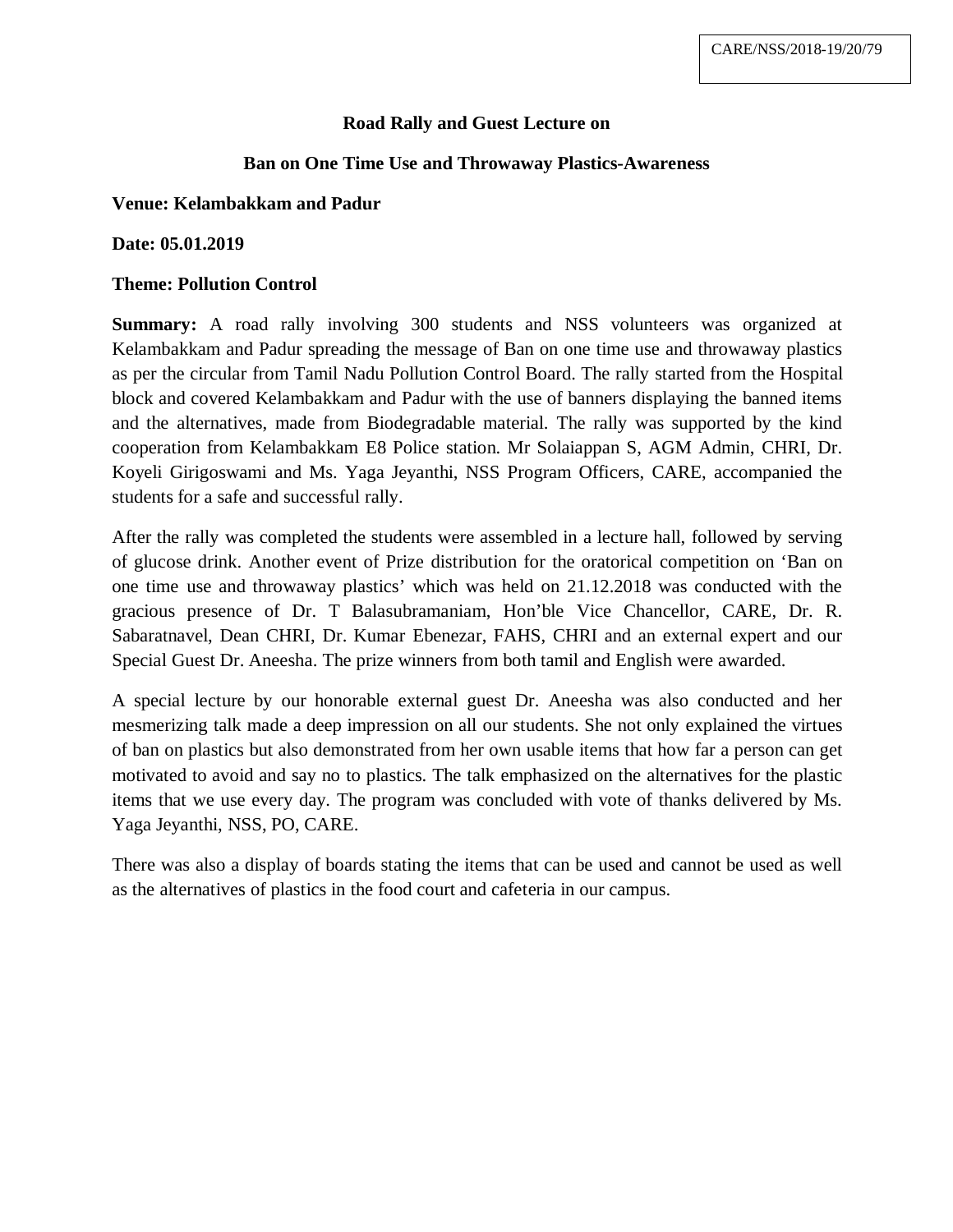CARE/NSS/2018-19/20/79

## Road Rally and Guest Lecture on

## Ban on One Time Use and Throwaway Plastics-Awareness

**Venue: Kelambakkam and Padur**

**Date: 05.01.2019**

**Theme: Pollution Control**

**Summary:** A road rally involving 300 students and NSS volunteers was organized at Kelambakkam and Padur spreading the message of Ban on one time use and throwaway plastics as per the circular from Tamil Nadu Pollution Control Board. The rally started from the Hospital block and covered Kelambakkam and Padur with the use of banners displaying the banned items and the alternatives, made from Biodegradable material. The rally was supported by the kind cooperation from Kelambakkam E8 Police station. Mr Solaiappan S, AGM Admin, CHRI, Dr. Koyeli Girigoswami and Ms. Yaga Jeyanthi, NSS Program Officers, CARE, accompanied the students for a safe and successful rally.

After the rally was completed the students were assembled in a lecture hall, followed by serving of glucose drink. Another event of Prize distribution for the oratorical competition on 'Ban on one time use and throwaway plastics' which was held on 21.12.2018 was conducted with the gracious presence of Dr. T Balasubramaniam, Hon'ble Vice Chancellor, CARE, Dr. R. Sabaratnavel, Dean CHRI, Dr. Kumar Ebenezar, FAHS, CHRI and an external expert and our Special Guest Dr. Aneesha. The prize winners from both tamil and English were awarded.

A special lecture by our honorable external guest Dr. Aneesha was also conducted and her mesmerizing talk made a deep impression on all our students. She not only explained the virtues of ban on plastics but also demonstrated from her own usable items that how far a person can get motivated to avoid and say no to plastics. The talk emphasized on the alternatives for the plastic items that we use every day. The program was concluded with vote of thanks delivered by Ms. Yaga Jeyanthi, NSS, PO, CARE.

There was also a display of boards stating the items that can be used and cannot be used as well as the alternatives of plastics in the food court and cafeteria in our campus.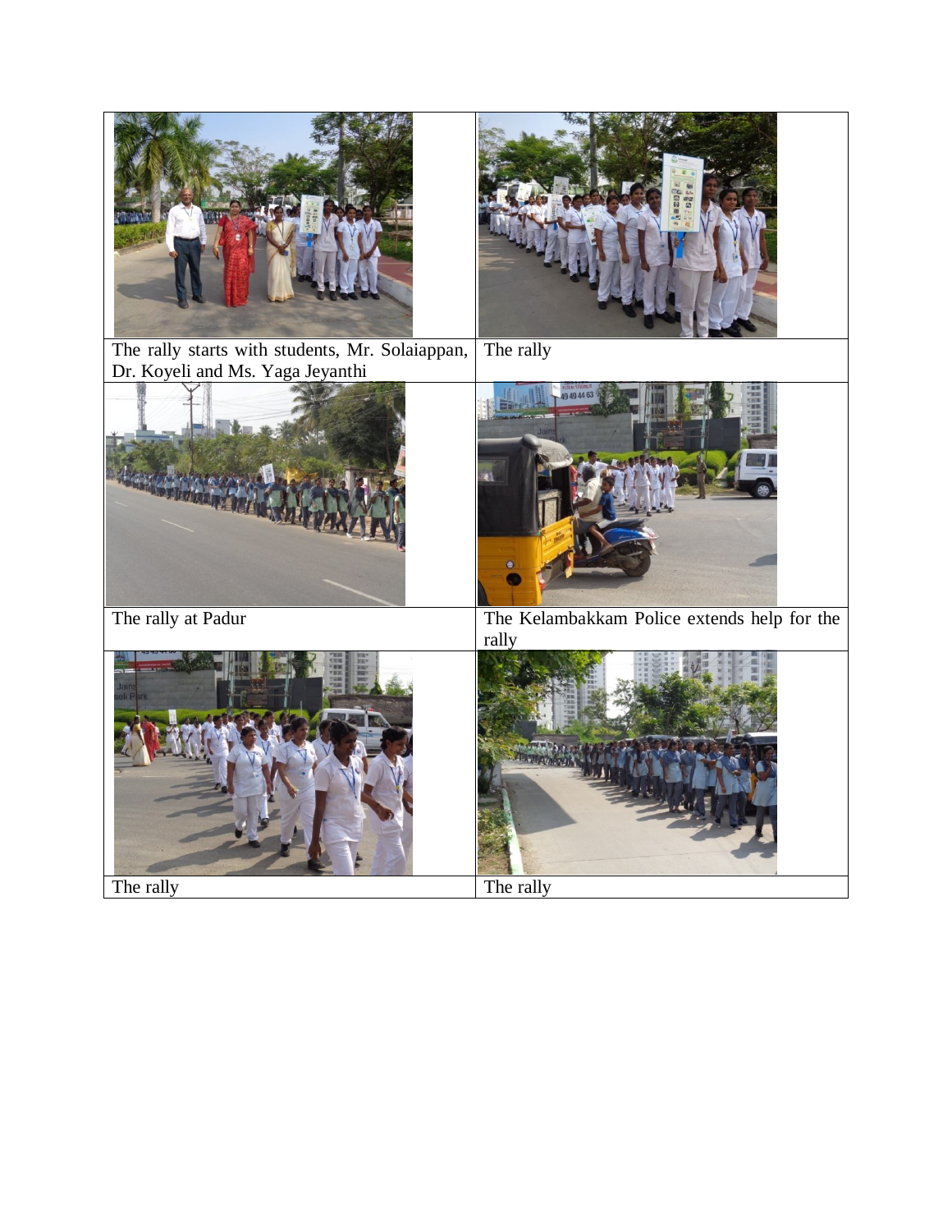| | |
|---|---|
| The rally starts with students, Mr. Solaiappan, Dr. Koyeli and Ms. Yaga Jeyanthi | The rally |
| The rally at Padur | The Kelambakkam Police extends help for the rally |
| The rally | The rally |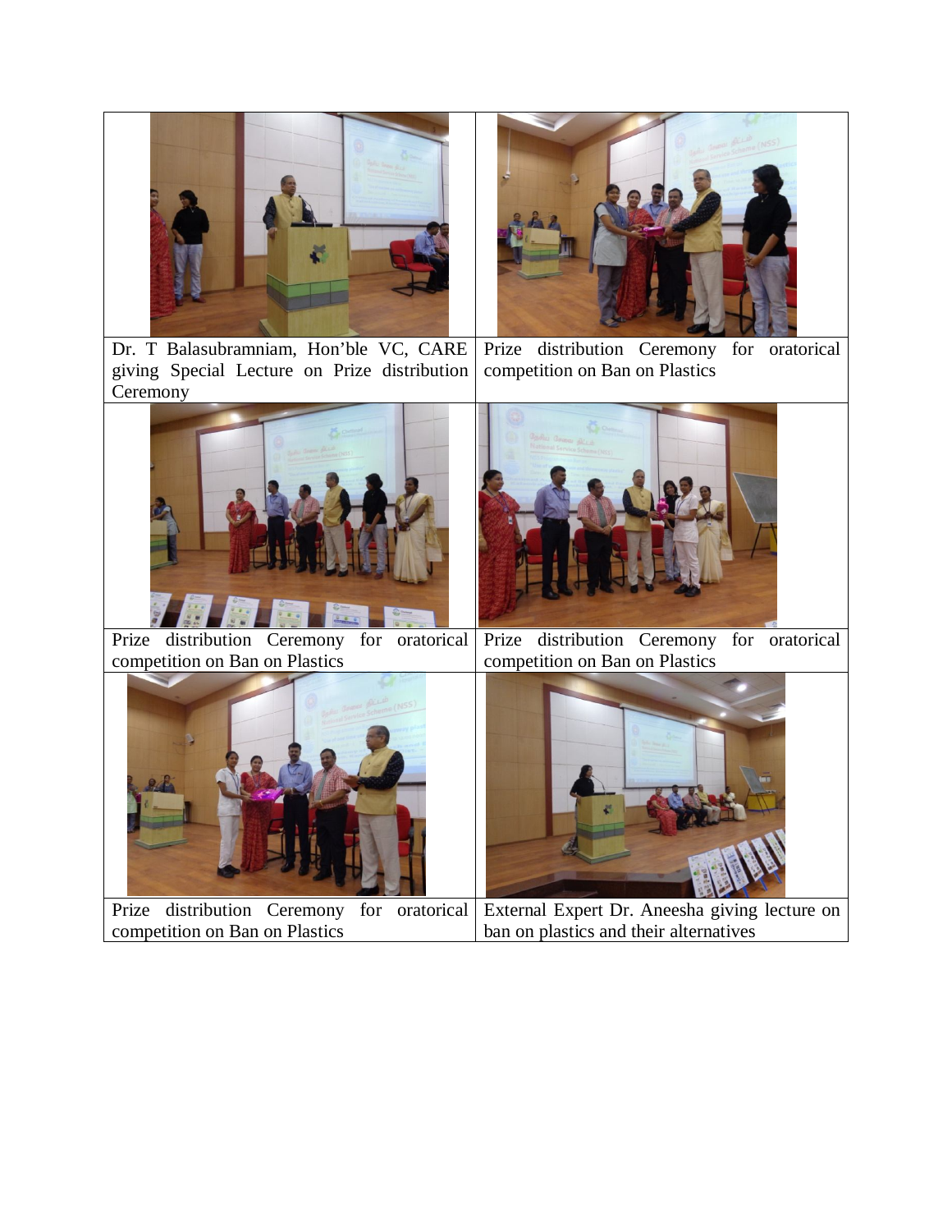| | |
|---|---|
| Dr. T Balasubramniam, Hon'ble VC, CARE giving Special Lecture on Prize distribution Ceremony | Prize distribution Ceremony for oratorical competition on Ban on Plastics |
| Prize distribution Ceremony for oratorical competition on Ban on Plastics | Prize distribution Ceremony for oratorical competition on Ban on Plastics |
| Prize distribution Ceremony for oratorical competition on Ban on Plastics | External Expert Dr. Aneesha giving lecture on ban on plastics and their alternatives |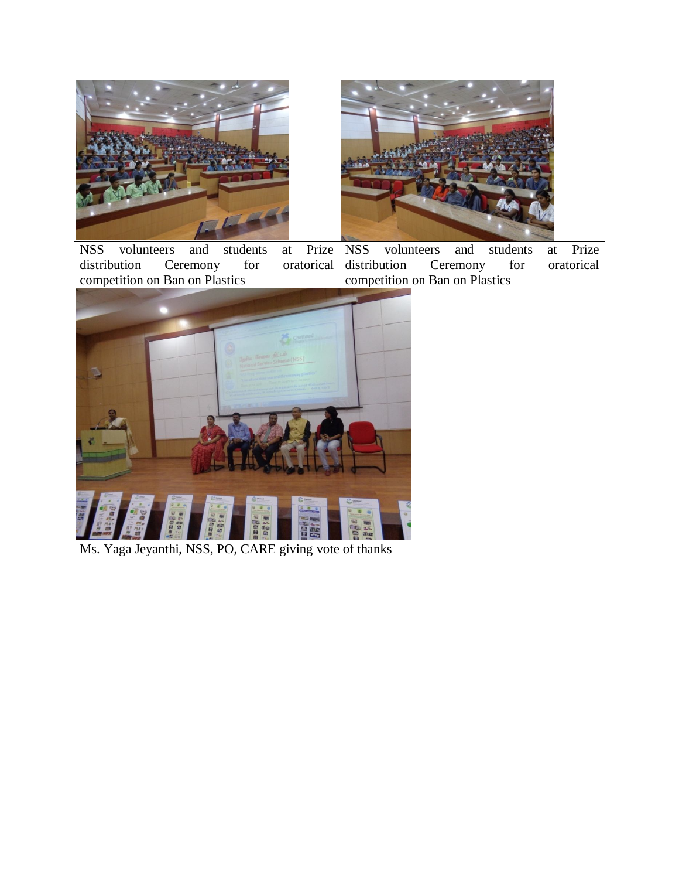| | |
|---|---|
| NSS volunteers and students at Prize distribution Ceremony for oratorical competition on Ban on Plastics | NSS volunteers and students at Prize distribution Ceremony for oratorical competition on Ban on Plastics |

Ms. Yaga Jeyanthi, NSS, PO, CARE giving vote of thanks